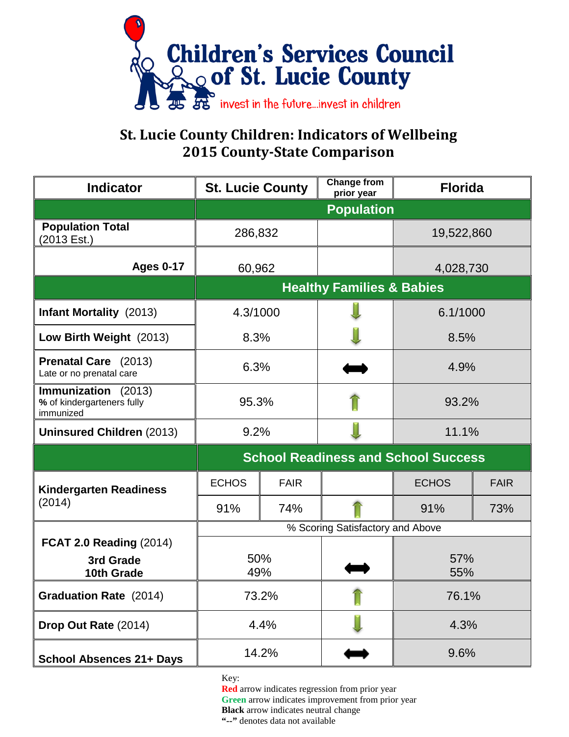**Children's Services Council of St. Lucie County**

*invest in the future...invest in children*

# St. Lucie County Children: Indicators of Wellbeing
# 2015 County-State Comparison

| Indicator | St. Lucie County | Change from prior year | Florida |
|---|---|---|---|
| | **Population** | | |
| **Population Total** (2013 Est.) | 286,832 | | 19,522,860 |
| **Ages 0-17** | 60,962 | | 4,028,730 |
| | **Healthy Families & Babies** | | |
| **Infant Mortality** (2013) | 4.3/1000 | ↓ (green) | 6.1/1000 |
| **Low Birth Weight** (2013) | 8.3% | ↓ (green) | 8.5% |
| **Prenatal Care** (2013) Late or no prenatal care | 6.3% | ↔ (black) | 4.9% |
| **Immunization** (2013) **%** of kindergarteners fully immunized | 95.3% | ↑ (green) | 93.2% |
| **Uninsured Children** (2013) | 9.2% | ↓ (green) | 11.1% |
| | **School Readiness and School Success** | | |
| **Kindergarten Readiness** (2014) | ECHOS: 91% / FAIR: 74% | ↑ (green) | ECHOS: 91% / FAIR: 73% |
| **FCAT 2.0 Reading** (2014) — % Scoring Satisfactory and Above | | | |
| **3rd Grade** | 50% | ↔ (black) | 57% |
| **10th Grade** | 49% | | 55% |
| **Graduation Rate** (2014) | 73.2% | ↑ (green) | 76.1% |
| **Drop Out Rate** (2014) | 4.4% | ↓ (green) | 4.3% |
| **School Absences 21+ Days** | 14.2% | ↔ (black) | 9.6% |

Key:
**Red** arrow indicates regression from prior year
**Green** arrow indicates improvement from prior year
**Black** arrow indicates neutral change
**"--"** denotes data not available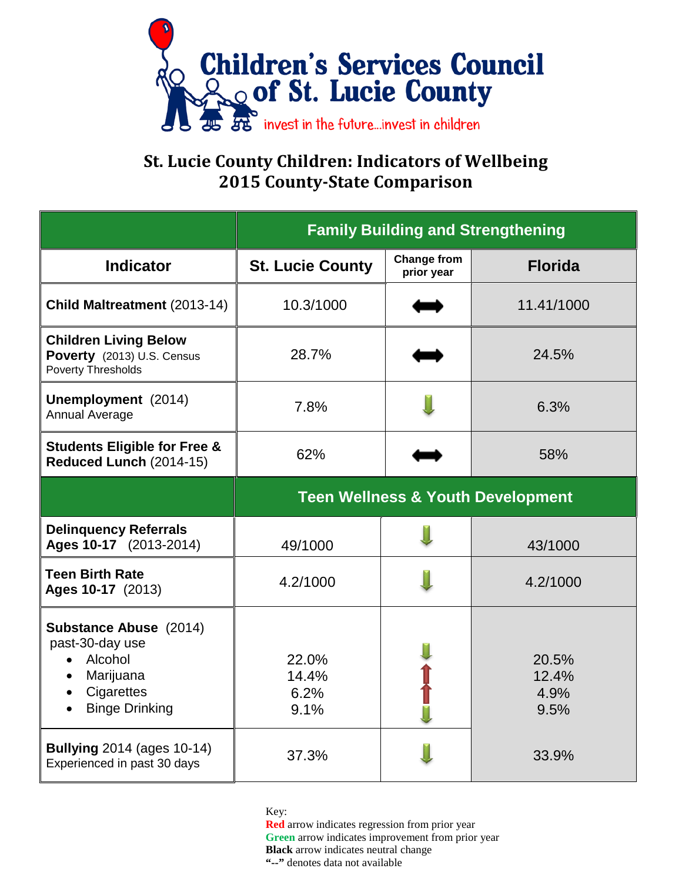Children's Services Council of St. Lucie County

invest in the future...invest in children

# St. Lucie County Children: Indicators of Wellbeing
# 2015 County-State Comparison

| | Family Building and Strengthening | | |
|---|---|---|---|
| **Indicator** | **St. Lucie County** | **Change from prior year** | **Florida** |
| **Child Maltreatment** (2013-14) | 10.3/1000 | Black arrow (neutral) | 11.41/1000 |
| **Children Living Below Poverty** (2013) U.S. Census Poverty Thresholds | 28.7% | Black arrow (neutral) | 24.5% |
| **Unemployment** (2014) Annual Average | 7.8% | Green arrow (down) | 6.3% |
| **Students Eligible for Free & Reduced Lunch** (2014-15) | 62% | Black arrow (neutral) | 58% |
| | **Teen Wellness & Youth Development** | | |
| **Delinquency Referrals Ages 10-17** (2013-2014) | 49/1000 | Green arrow (down) | 43/1000 |
| **Teen Birth Rate Ages 10-17** (2013) | 4.2/1000 | Green arrow (down) | 4.2/1000 |
| **Substance Abuse** (2014) past-30-day use | | | |
| • Alcohol | 22.0% | Green arrow (down) | 20.5% |
| • Marijuana | 14.4% | Red arrow (up) | 12.4% |
| • Cigarettes | 6.2% | Red arrow (up) | 4.9% |
| • Binge Drinking | 9.1% | Green arrow (down) | 9.5% |
| **Bullying** 2014 (ages 10-14) Experienced in past 30 days | 37.3% | Green arrow (down) | 33.9% |

Key:
**Red** arrow indicates regression from prior year
**Green** arrow indicates improvement from prior year
**Black** arrow indicates neutral change
**"--"** denotes data not available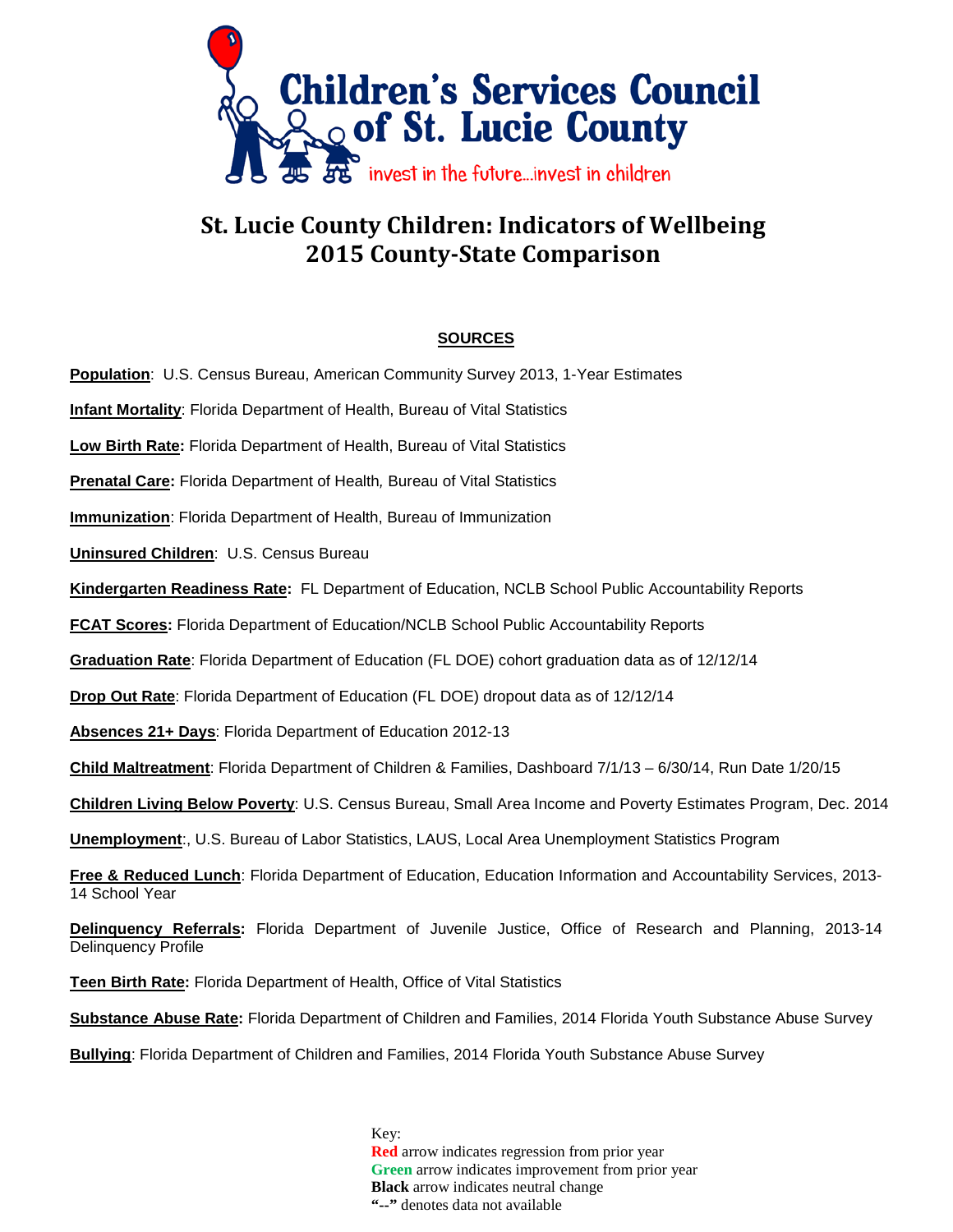Children's Services Council of St. Lucie County

invest in the future...invest in children

# St. Lucie County Children: Indicators of Wellbeing 2015 County-State Comparison

## SOURCES

**Population**: U.S. Census Bureau, American Community Survey 2013, 1-Year Estimates

**Infant Mortality**: Florida Department of Health, Bureau of Vital Statistics

**Low Birth Rate:** Florida Department of Health, Bureau of Vital Statistics

**Prenatal Care:** Florida Department of Health, Bureau of Vital Statistics

**Immunization**: Florida Department of Health, Bureau of Immunization

**Uninsured Children**: U.S. Census Bureau

**Kindergarten Readiness Rate:** FL Department of Education, NCLB School Public Accountability Reports

**FCAT Scores:** Florida Department of Education/NCLB School Public Accountability Reports

**Graduation Rate**: Florida Department of Education (FL DOE) cohort graduation data as of 12/12/14

**Drop Out Rate**: Florida Department of Education (FL DOE) dropout data as of 12/12/14

**Absences 21+ Days**: Florida Department of Education 2012-13

**Child Maltreatment**: Florida Department of Children & Families, Dashboard 7/1/13 – 6/30/14, Run Date 1/20/15

**Children Living Below Poverty**: U.S. Census Bureau, Small Area Income and Poverty Estimates Program, Dec. 2014

**Unemployment**:, U.S. Bureau of Labor Statistics, LAUS, Local Area Unemployment Statistics Program

**Free & Reduced Lunch**: Florida Department of Education, Education Information and Accountability Services, 2013-14 School Year

**Delinquency Referrals:** Florida Department of Juvenile Justice, Office of Research and Planning, 2013-14 Delinquency Profile

**Teen Birth Rate:** Florida Department of Health, Office of Vital Statistics

**Substance Abuse Rate:** Florida Department of Children and Families, 2014 Florida Youth Substance Abuse Survey

**Bullying**: Florida Department of Children and Families, 2014 Florida Youth Substance Abuse Survey

Key:
**Red** arrow indicates regression from prior year
**Green** arrow indicates improvement from prior year
**Black** arrow indicates neutral change
**"--"** denotes data not available